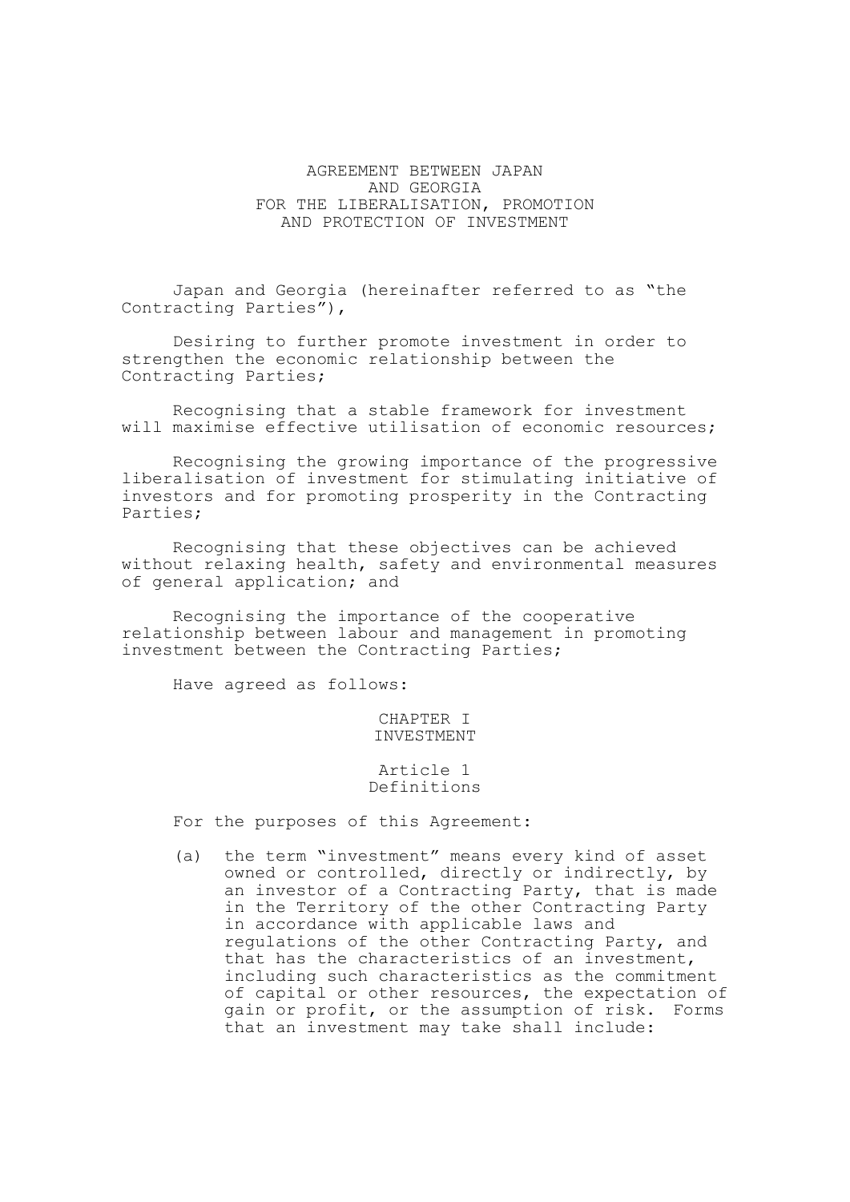# AGREEMENT BETWEEN JAPAN AND GEORGIA FOR THE LIBERALISATION, PROMOTION AND PROTECTION OF INVESTMENT

Japan and Georgia (hereinafter referred to as "the Contracting Parties"),

Desiring to further promote investment in order to strengthen the economic relationship between the Contracting Parties;

Recognising that a stable framework for investment will maximise effective utilisation of economic resources;

Recognising the growing importance of the progressive liberalisation of investment for stimulating initiative of investors and for promoting prosperity in the Contracting Parties;

Recognising that these objectives can be achieved without relaxing health, safety and environmental measures of general application; and

Recognising the importance of the cooperative relationship between labour and management in promoting investment between the Contracting Parties;

Have agreed as follows:

## CHAPTER I
## INVESTMENT

### Article 1
### Definitions

For the purposes of this Agreement:

(a) the term "investment" means every kind of asset owned or controlled, directly or indirectly, by an investor of a Contracting Party, that is made in the Territory of the other Contracting Party in accordance with applicable laws and regulations of the other Contracting Party, and that has the characteristics of an investment, including such characteristics as the commitment of capital or other resources, the expectation of gain or profit, or the assumption of risk. Forms that an investment may take shall include: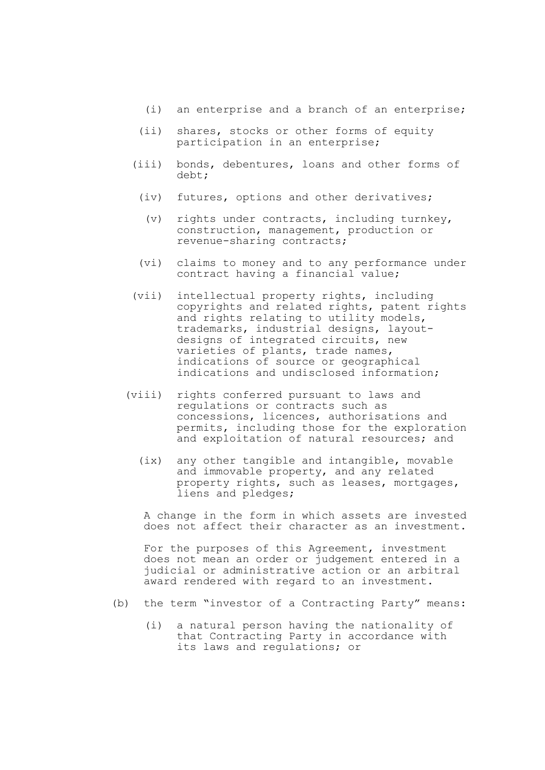(i) an enterprise and a branch of an enterprise;

(ii) shares, stocks or other forms of equity participation in an enterprise;

(iii) bonds, debentures, loans and other forms of debt;

(iv) futures, options and other derivatives;

(v) rights under contracts, including turnkey, construction, management, production or revenue-sharing contracts;

(vi) claims to money and to any performance under contract having a financial value;

(vii) intellectual property rights, including copyrights and related rights, patent rights and rights relating to utility models, trademarks, industrial designs, layout-designs of integrated circuits, new varieties of plants, trade names, indications of source or geographical indications and undisclosed information;

(viii) rights conferred pursuant to laws and regulations or contracts such as concessions, licences, authorisations and permits, including those for the exploration and exploitation of natural resources; and

(ix) any other tangible and intangible, movable and immovable property, and any related property rights, such as leases, mortgages, liens and pledges;

A change in the form in which assets are invested does not affect their character as an investment.

For the purposes of this Agreement, investment does not mean an order or judgement entered in a judicial or administrative action or an arbitral award rendered with regard to an investment.

(b) the term "investor of a Contracting Party" means:

(i) a natural person having the nationality of that Contracting Party in accordance with its laws and regulations; or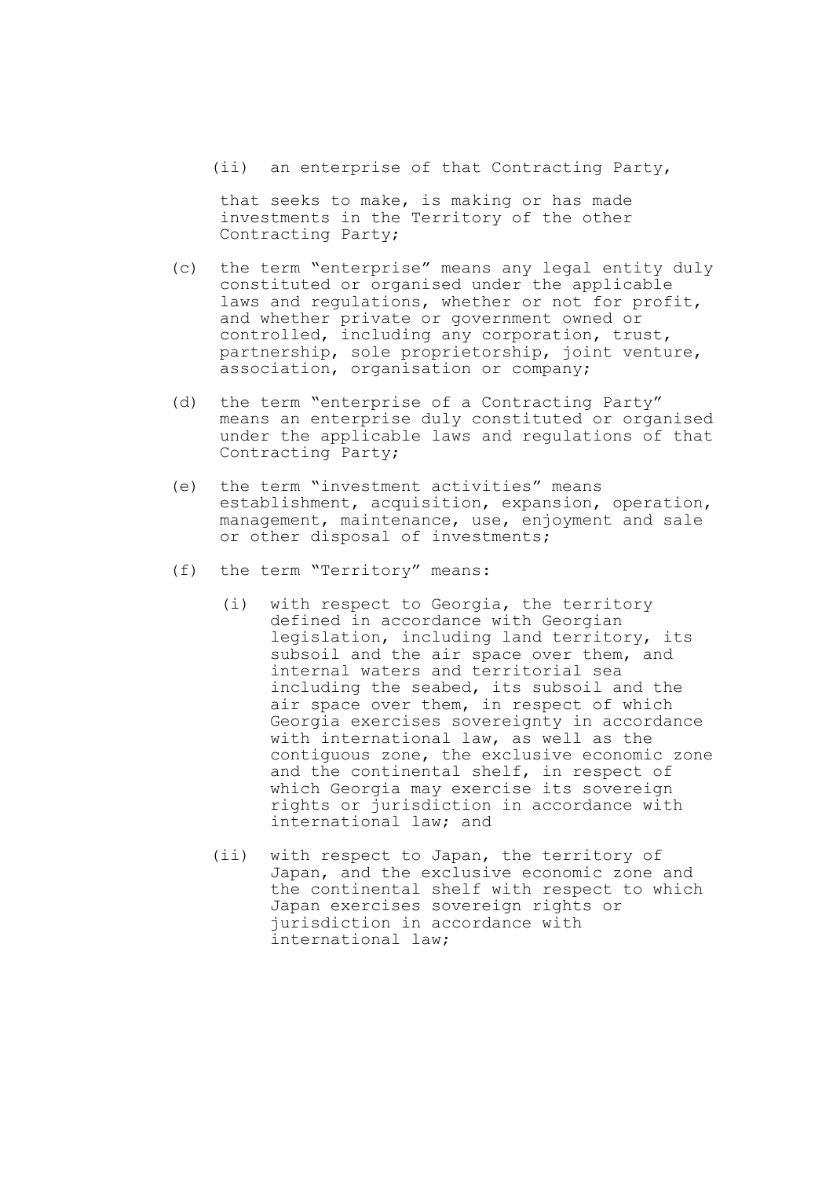(ii) an enterprise of that Contracting Party,

that seeks to make, is making or has made investments in the Territory of the other Contracting Party;

(c) the term "enterprise" means any legal entity duly constituted or organised under the applicable laws and regulations, whether or not for profit, and whether private or government owned or controlled, including any corporation, trust, partnership, sole proprietorship, joint venture, association, organisation or company;

(d) the term "enterprise of a Contracting Party" means an enterprise duly constituted or organised under the applicable laws and regulations of that Contracting Party;

(e) the term "investment activities" means establishment, acquisition, expansion, operation, management, maintenance, use, enjoyment and sale or other disposal of investments;

(f) the term "Territory" means:

(i) with respect to Georgia, the territory defined in accordance with Georgian legislation, including land territory, its subsoil and the air space over them, and internal waters and territorial sea including the seabed, its subsoil and the air space over them, in respect of which Georgia exercises sovereignty in accordance with international law, as well as the contiguous zone, the exclusive economic zone and the continental shelf, in respect of which Georgia may exercise its sovereign rights or jurisdiction in accordance with international law; and

(ii) with respect to Japan, the territory of Japan, and the exclusive economic zone and the continental shelf with respect to which Japan exercises sovereign rights or jurisdiction in accordance with international law;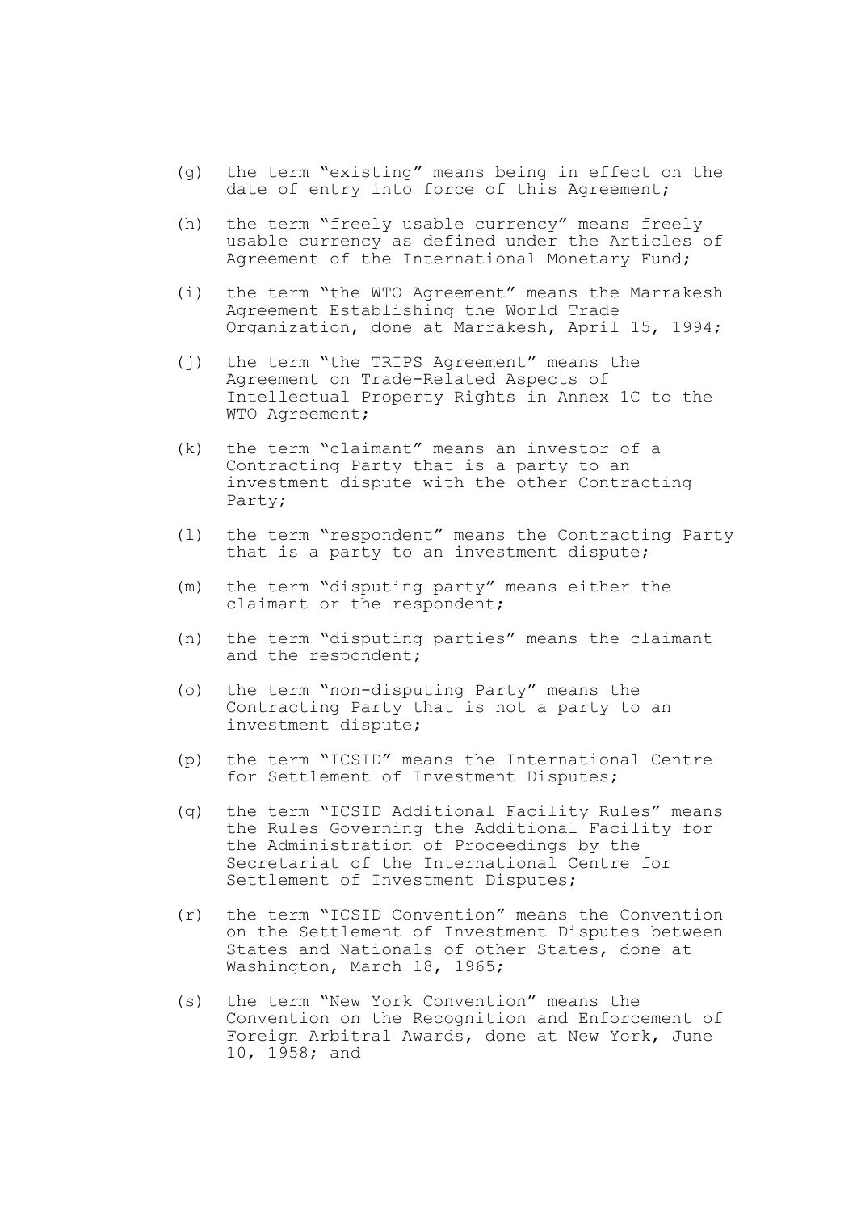(g) the term “existing” means being in effect on the date of entry into force of this Agreement;

(h) the term “freely usable currency” means freely usable currency as defined under the Articles of Agreement of the International Monetary Fund;

(i) the term “the WTO Agreement” means the Marrakesh Agreement Establishing the World Trade Organization, done at Marrakesh, April 15, 1994;

(j) the term “the TRIPS Agreement” means the Agreement on Trade-Related Aspects of Intellectual Property Rights in Annex 1C to the WTO Agreement;

(k) the term “claimant” means an investor of a Contracting Party that is a party to an investment dispute with the other Contracting Party;

(l) the term “respondent” means the Contracting Party that is a party to an investment dispute;

(m) the term “disputing party” means either the claimant or the respondent;

(n) the term “disputing parties” means the claimant and the respondent;

(o) the term “non-disputing Party” means the Contracting Party that is not a party to an investment dispute;

(p) the term “ICSID” means the International Centre for Settlement of Investment Disputes;

(q) the term “ICSID Additional Facility Rules” means the Rules Governing the Additional Facility for the Administration of Proceedings by the Secretariat of the International Centre for Settlement of Investment Disputes;

(r) the term “ICSID Convention” means the Convention on the Settlement of Investment Disputes between States and Nationals of other States, done at Washington, March 18, 1965;

(s) the term “New York Convention” means the Convention on the Recognition and Enforcement of Foreign Arbitral Awards, done at New York, June 10, 1958; and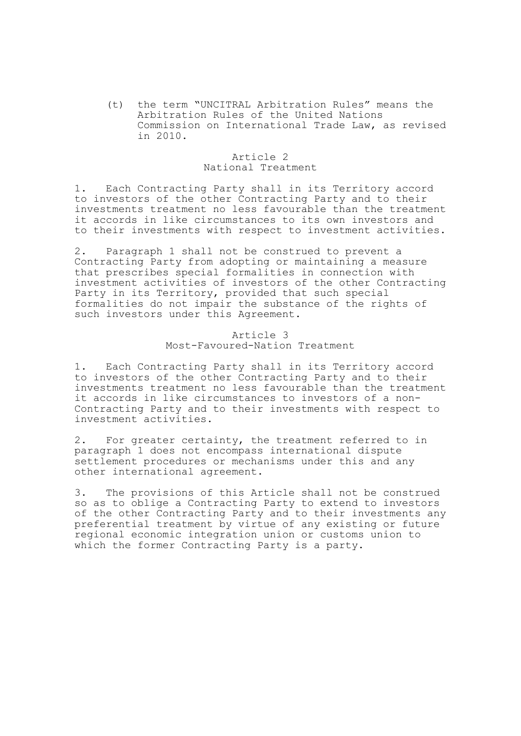(t) the term "UNCITRAL Arbitration Rules" means the Arbitration Rules of the United Nations Commission on International Trade Law, as revised in 2010.

## Article 2
## National Treatment

1. Each Contracting Party shall in its Territory accord to investors of the other Contracting Party and to their investments treatment no less favourable than the treatment it accords in like circumstances to its own investors and to their investments with respect to investment activities.

2. Paragraph 1 shall not be construed to prevent a Contracting Party from adopting or maintaining a measure that prescribes special formalities in connection with investment activities of investors of the other Contracting Party in its Territory, provided that such special formalities do not impair the substance of the rights of such investors under this Agreement.

## Article 3
## Most-Favoured-Nation Treatment

1. Each Contracting Party shall in its Territory accord to investors of the other Contracting Party and to their investments treatment no less favourable than the treatment it accords in like circumstances to investors of a non-Contracting Party and to their investments with respect to investment activities.

2. For greater certainty, the treatment referred to in paragraph 1 does not encompass international dispute settlement procedures or mechanisms under this and any other international agreement.

3. The provisions of this Article shall not be construed so as to oblige a Contracting Party to extend to investors of the other Contracting Party and to their investments any preferential treatment by virtue of any existing or future regional economic integration union or customs union to which the former Contracting Party is a party.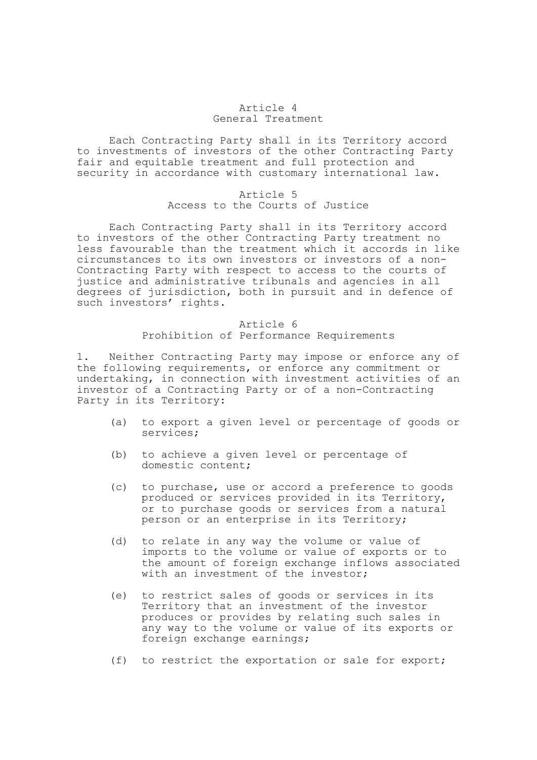## Article 4
## General Treatment

Each Contracting Party shall in its Territory accord to investments of investors of the other Contracting Party fair and equitable treatment and full protection and security in accordance with customary international law.

## Article 5
## Access to the Courts of Justice

Each Contracting Party shall in its Territory accord to investors of the other Contracting Party treatment no less favourable than the treatment which it accords in like circumstances to its own investors or investors of a non-Contracting Party with respect to access to the courts of justice and administrative tribunals and agencies in all degrees of jurisdiction, both in pursuit and in defence of such investors' rights.

## Article 6
## Prohibition of Performance Requirements

1. Neither Contracting Party may impose or enforce any of the following requirements, or enforce any commitment or undertaking, in connection with investment activities of an investor of a Contracting Party or of a non-Contracting Party in its Territory:

(a) to export a given level or percentage of goods or services;

(b) to achieve a given level or percentage of domestic content;

(c) to purchase, use or accord a preference to goods produced or services provided in its Territory, or to purchase goods or services from a natural person or an enterprise in its Territory;

(d) to relate in any way the volume or value of imports to the volume or value of exports or to the amount of foreign exchange inflows associated with an investment of the investor;

(e) to restrict sales of goods or services in its Territory that an investment of the investor produces or provides by relating such sales in any way to the volume or value of its exports or foreign exchange earnings;

(f) to restrict the exportation or sale for export;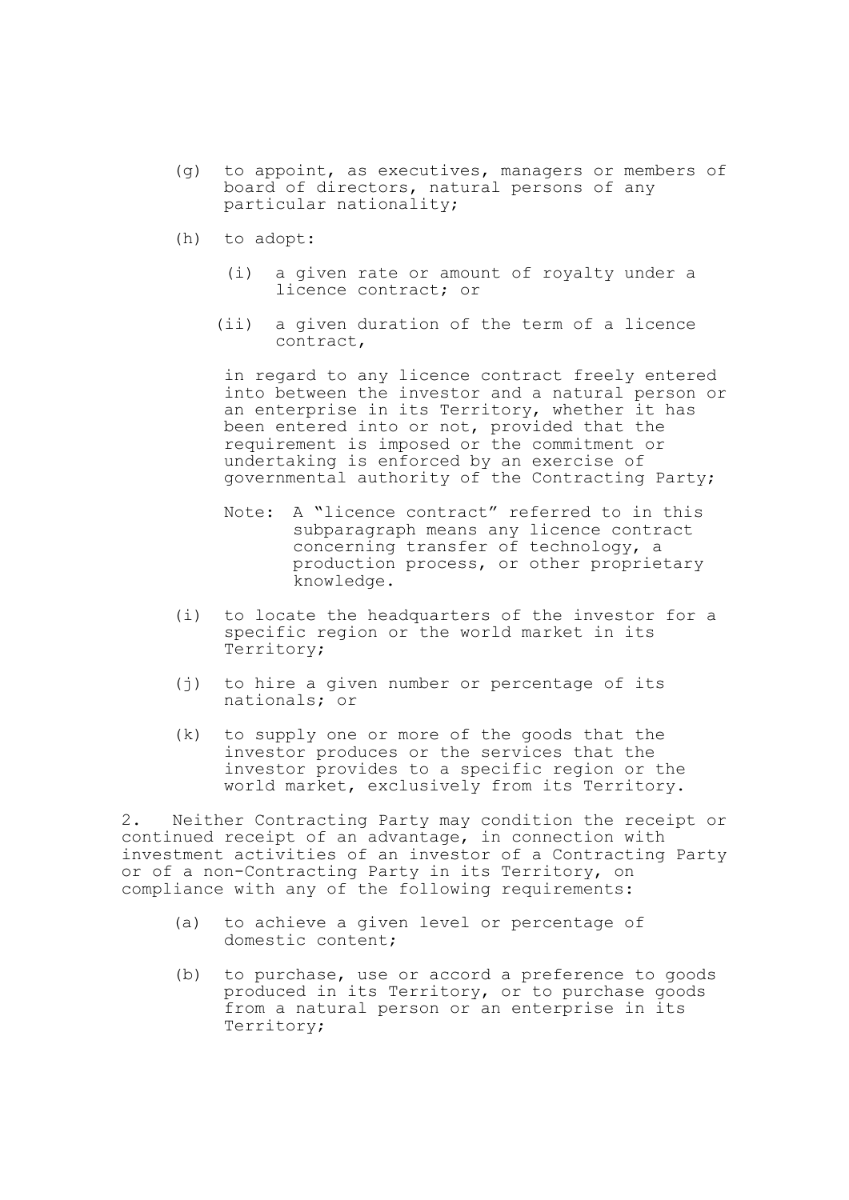(g) to appoint, as executives, managers or members of board of directors, natural persons of any particular nationality;

(h) to adopt:

   (i) a given rate or amount of royalty under a licence contract; or

   (ii) a given duration of the term of a licence contract,

   in regard to any licence contract freely entered into between the investor and a natural person or an enterprise in its Territory, whether it has been entered into or not, provided that the requirement is imposed or the commitment or undertaking is enforced by an exercise of governmental authority of the Contracting Party;

   Note: A "licence contract" referred to in this subparagraph means any licence contract concerning transfer of technology, a production process, or other proprietary knowledge.

(i) to locate the headquarters of the investor for a specific region or the world market in its Territory;

(j) to hire a given number or percentage of its nationals; or

(k) to supply one or more of the goods that the investor produces or the services that the investor provides to a specific region or the world market, exclusively from its Territory.

2. Neither Contracting Party may condition the receipt or continued receipt of an advantage, in connection with investment activities of an investor of a Contracting Party or of a non-Contracting Party in its Territory, on compliance with any of the following requirements:

(a) to achieve a given level or percentage of domestic content;

(b) to purchase, use or accord a preference to goods produced in its Territory, or to purchase goods from a natural person or an enterprise in its Territory;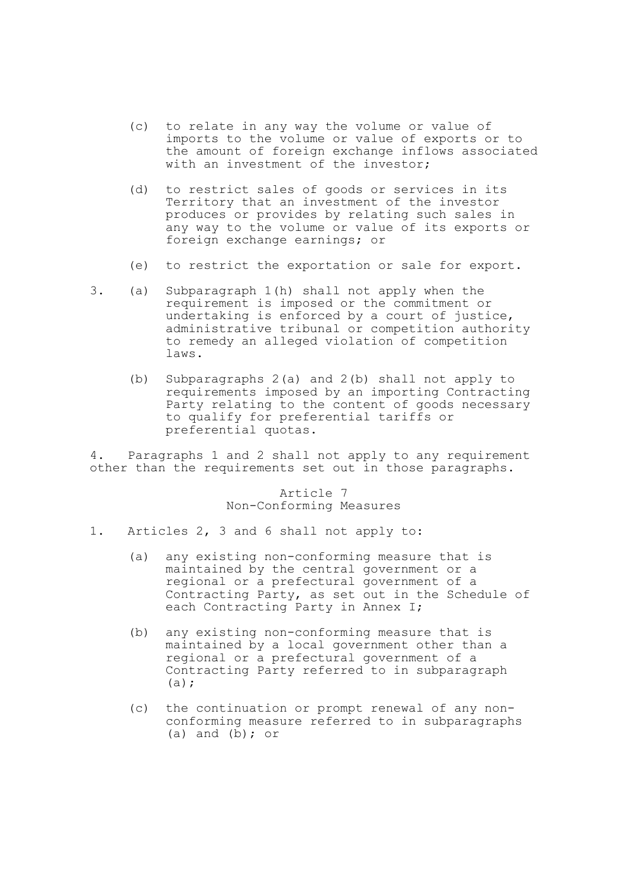(c) to relate in any way the volume or value of imports to the volume or value of exports or to the amount of foreign exchange inflows associated with an investment of the investor;

(d) to restrict sales of goods or services in its Territory that an investment of the investor produces or provides by relating such sales in any way to the volume or value of its exports or foreign exchange earnings; or

(e) to restrict the exportation or sale for export.

3. (a) Subparagraph 1(h) shall not apply when the requirement is imposed or the commitment or undertaking is enforced by a court of justice, administrative tribunal or competition authority to remedy an alleged violation of competition laws.

(b) Subparagraphs 2(a) and 2(b) shall not apply to requirements imposed by an importing Contracting Party relating to the content of goods necessary to qualify for preferential tariffs or preferential quotas.

4. Paragraphs 1 and 2 shall not apply to any requirement other than the requirements set out in those paragraphs.

## Article 7
## Non-Conforming Measures

1. Articles 2, 3 and 6 shall not apply to:

(a) any existing non-conforming measure that is maintained by the central government or a regional or a prefectural government of a Contracting Party, as set out in the Schedule of each Contracting Party in Annex I;

(b) any existing non-conforming measure that is maintained by a local government other than a regional or a prefectural government of a Contracting Party referred to in subparagraph (a);

(c) the continuation or prompt renewal of any non-conforming measure referred to in subparagraphs (a) and (b); or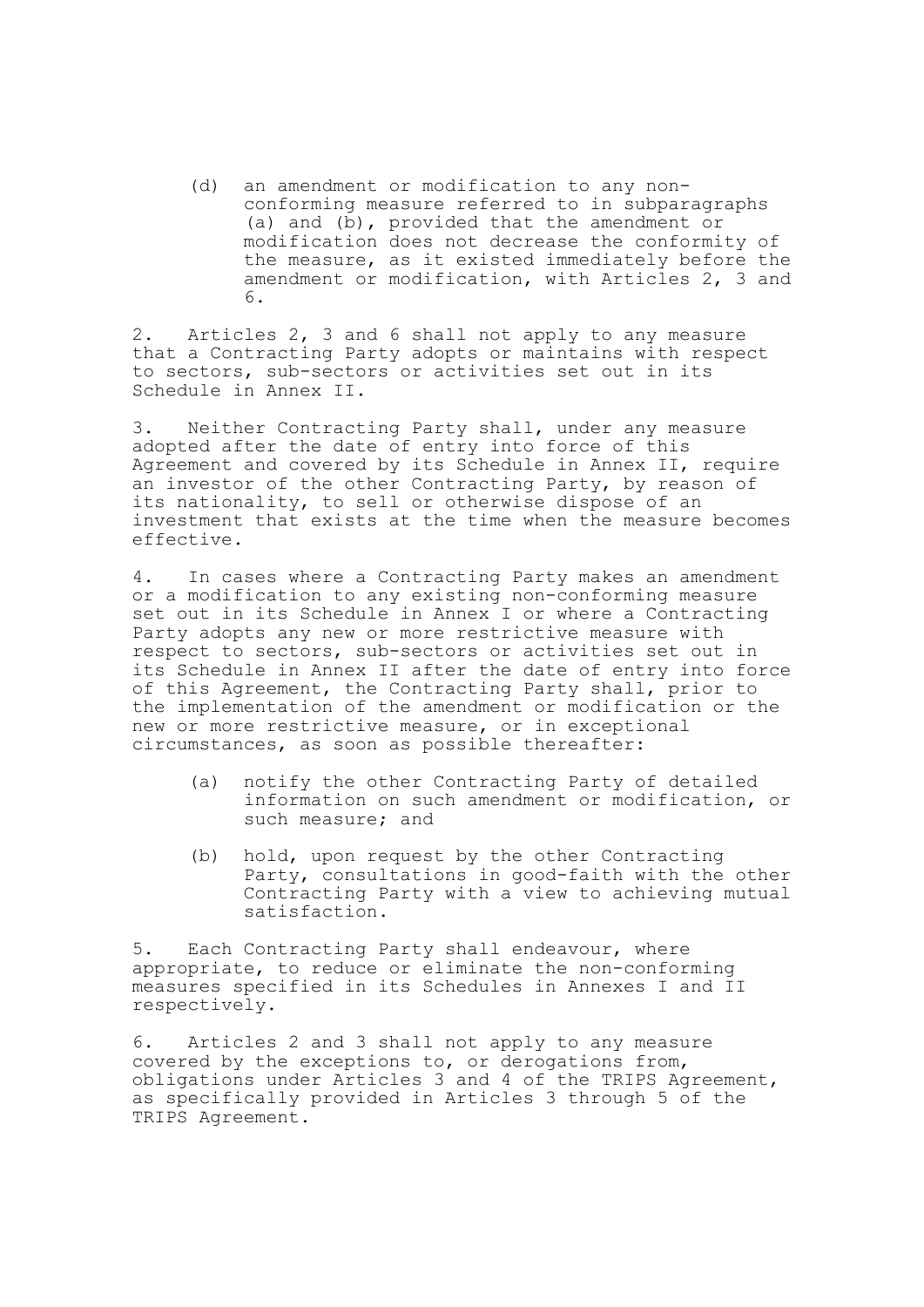(d) an amendment or modification to any non-conforming measure referred to in subparagraphs (a) and (b), provided that the amendment or modification does not decrease the conformity of the measure, as it existed immediately before the amendment or modification, with Articles 2, 3 and 6.

2. Articles 2, 3 and 6 shall not apply to any measure that a Contracting Party adopts or maintains with respect to sectors, sub-sectors or activities set out in its Schedule in Annex II.

3. Neither Contracting Party shall, under any measure adopted after the date of entry into force of this Agreement and covered by its Schedule in Annex II, require an investor of the other Contracting Party, by reason of its nationality, to sell or otherwise dispose of an investment that exists at the time when the measure becomes effective.

4. In cases where a Contracting Party makes an amendment or a modification to any existing non-conforming measure set out in its Schedule in Annex I or where a Contracting Party adopts any new or more restrictive measure with respect to sectors, sub-sectors or activities set out in its Schedule in Annex II after the date of entry into force of this Agreement, the Contracting Party shall, prior to the implementation of the amendment or modification or the new or more restrictive measure, or in exceptional circumstances, as soon as possible thereafter:

(a) notify the other Contracting Party of detailed information on such amendment or modification, or such measure; and

(b) hold, upon request by the other Contracting Party, consultations in good-faith with the other Contracting Party with a view to achieving mutual satisfaction.

5. Each Contracting Party shall endeavour, where appropriate, to reduce or eliminate the non-conforming measures specified in its Schedules in Annexes I and II respectively.

6. Articles 2 and 3 shall not apply to any measure covered by the exceptions to, or derogations from, obligations under Articles 3 and 4 of the TRIPS Agreement, as specifically provided in Articles 3 through 5 of the TRIPS Agreement.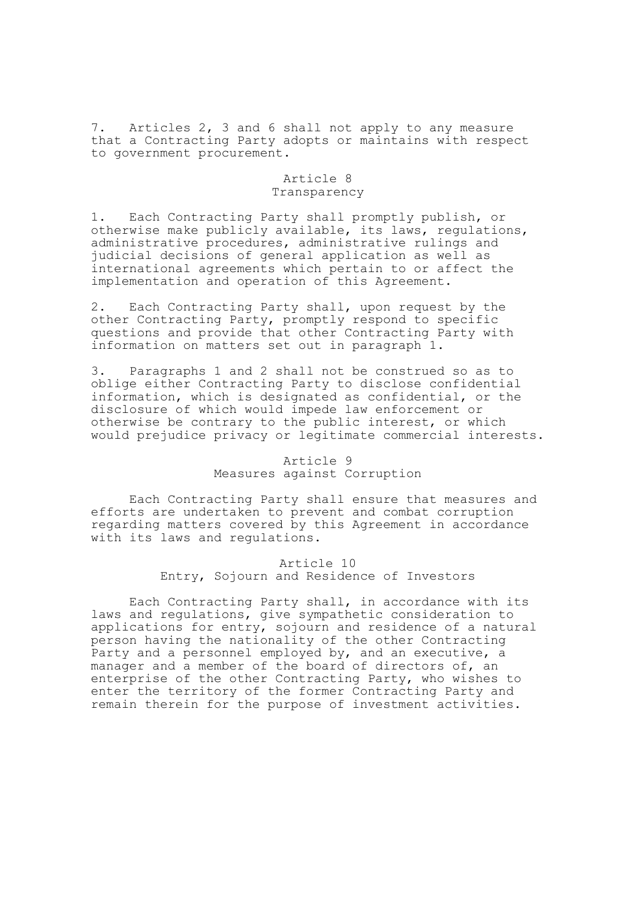7. Articles 2, 3 and 6 shall not apply to any measure that a Contracting Party adopts or maintains with respect to government procurement.

## Article 8
## Transparency

1. Each Contracting Party shall promptly publish, or otherwise make publicly available, its laws, regulations, administrative procedures, administrative rulings and judicial decisions of general application as well as international agreements which pertain to or affect the implementation and operation of this Agreement.

2. Each Contracting Party shall, upon request by the other Contracting Party, promptly respond to specific questions and provide that other Contracting Party with information on matters set out in paragraph 1.

3. Paragraphs 1 and 2 shall not be construed so as to oblige either Contracting Party to disclose confidential information, which is designated as confidential, or the disclosure of which would impede law enforcement or otherwise be contrary to the public interest, or which would prejudice privacy or legitimate commercial interests.

## Article 9
## Measures against Corruption

Each Contracting Party shall ensure that measures and efforts are undertaken to prevent and combat corruption regarding matters covered by this Agreement in accordance with its laws and regulations.

## Article 10
## Entry, Sojourn and Residence of Investors

Each Contracting Party shall, in accordance with its laws and regulations, give sympathetic consideration to applications for entry, sojourn and residence of a natural person having the nationality of the other Contracting Party and a personnel employed by, and an executive, a manager and a member of the board of directors of, an enterprise of the other Contracting Party, who wishes to enter the territory of the former Contracting Party and remain therein for the purpose of investment activities.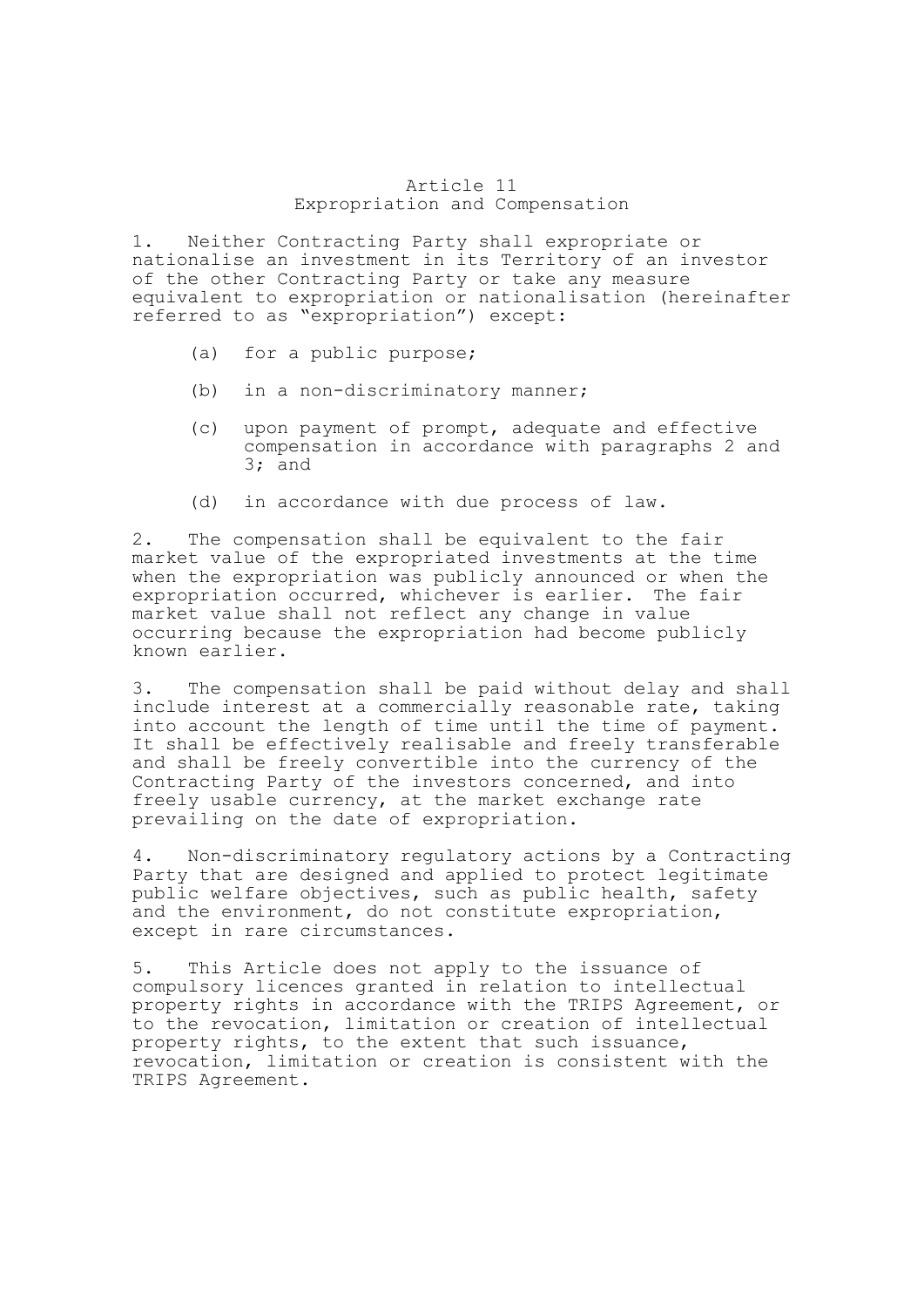## Article 11
## Expropriation and Compensation

1. Neither Contracting Party shall expropriate or nationalise an investment in its Territory of an investor of the other Contracting Party or take any measure equivalent to expropriation or nationalisation (hereinafter referred to as "expropriation") except:

   (a) for a public purpose;

   (b) in a non-discriminatory manner;

   (c) upon payment of prompt, adequate and effective compensation in accordance with paragraphs 2 and 3; and

   (d) in accordance with due process of law.

2. The compensation shall be equivalent to the fair market value of the expropriated investments at the time when the expropriation was publicly announced or when the expropriation occurred, whichever is earlier. The fair market value shall not reflect any change in value occurring because the expropriation had become publicly known earlier.

3. The compensation shall be paid without delay and shall include interest at a commercially reasonable rate, taking into account the length of time until the time of payment. It shall be effectively realisable and freely transferable and shall be freely convertible into the currency of the Contracting Party of the investors concerned, and into freely usable currency, at the market exchange rate prevailing on the date of expropriation.

4. Non-discriminatory regulatory actions by a Contracting Party that are designed and applied to protect legitimate public welfare objectives, such as public health, safety and the environment, do not constitute expropriation, except in rare circumstances.

5. This Article does not apply to the issuance of compulsory licences granted in relation to intellectual property rights in accordance with the TRIPS Agreement, or to the revocation, limitation or creation of intellectual property rights, to the extent that such issuance, revocation, limitation or creation is consistent with the TRIPS Agreement.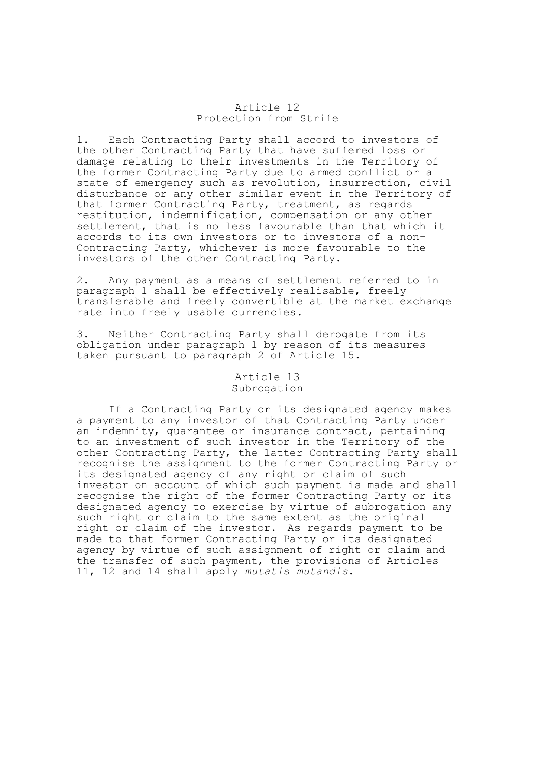## Article 12
### Protection from Strife

1. Each Contracting Party shall accord to investors of the other Contracting Party that have suffered loss or damage relating to their investments in the Territory of the former Contracting Party due to armed conflict or a state of emergency such as revolution, insurrection, civil disturbance or any other similar event in the Territory of that former Contracting Party, treatment, as regards restitution, indemnification, compensation or any other settlement, that is no less favourable than that which it accords to its own investors or to investors of a non-Contracting Party, whichever is more favourable to the investors of the other Contracting Party.

2. Any payment as a means of settlement referred to in paragraph 1 shall be effectively realisable, freely transferable and freely convertible at the market exchange rate into freely usable currencies.

3. Neither Contracting Party shall derogate from its obligation under paragraph 1 by reason of its measures taken pursuant to paragraph 2 of Article 15.

## Article 13
### Subrogation

If a Contracting Party or its designated agency makes a payment to any investor of that Contracting Party under an indemnity, guarantee or insurance contract, pertaining to an investment of such investor in the Territory of the other Contracting Party, the latter Contracting Party shall recognise the assignment to the former Contracting Party or its designated agency of any right or claim of such investor on account of which such payment is made and shall recognise the right of the former Contracting Party or its designated agency to exercise by virtue of subrogation any such right or claim to the same extent as the original right or claim of the investor. As regards payment to be made to that former Contracting Party or its designated agency by virtue of such assignment of right or claim and the transfer of such payment, the provisions of Articles 11, 12 and 14 shall apply *mutatis mutandis*.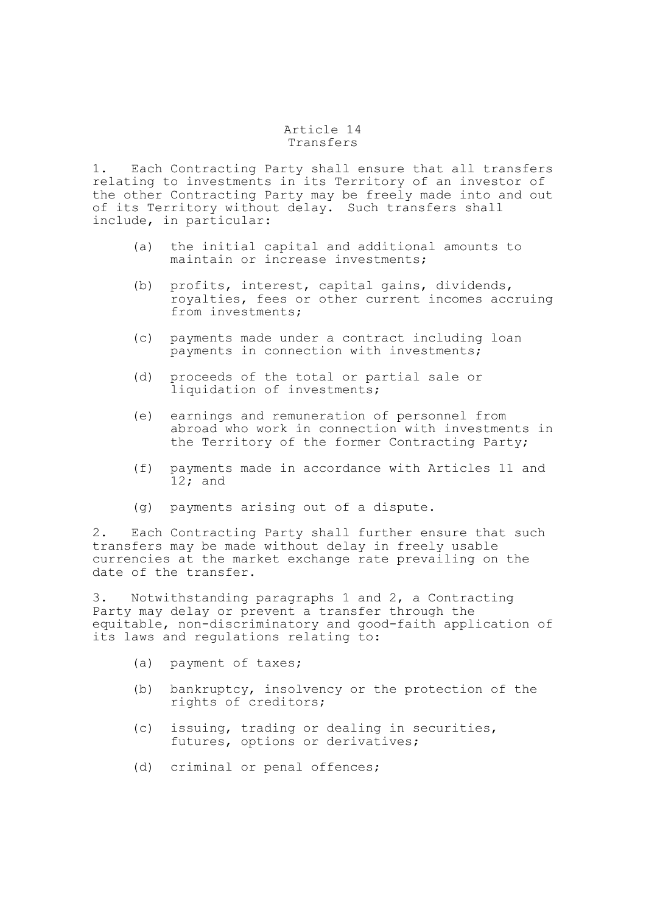## Article 14
## Transfers

1. Each Contracting Party shall ensure that all transfers relating to investments in its Territory of an investor of the other Contracting Party may be freely made into and out of its Territory without delay. Such transfers shall include, in particular:

   (a) the initial capital and additional amounts to maintain or increase investments;

   (b) profits, interest, capital gains, dividends, royalties, fees or other current incomes accruing from investments;

   (c) payments made under a contract including loan payments in connection with investments;

   (d) proceeds of the total or partial sale or liquidation of investments;

   (e) earnings and remuneration of personnel from abroad who work in connection with investments in the Territory of the former Contracting Party;

   (f) payments made in accordance with Articles 11 and 12; and

   (g) payments arising out of a dispute.

2. Each Contracting Party shall further ensure that such transfers may be made without delay in freely usable currencies at the market exchange rate prevailing on the date of the transfer.

3. Notwithstanding paragraphs 1 and 2, a Contracting Party may delay or prevent a transfer through the equitable, non-discriminatory and good-faith application of its laws and regulations relating to:

   (a) payment of taxes;

   (b) bankruptcy, insolvency or the protection of the rights of creditors;

   (c) issuing, trading or dealing in securities, futures, options or derivatives;

   (d) criminal or penal offences;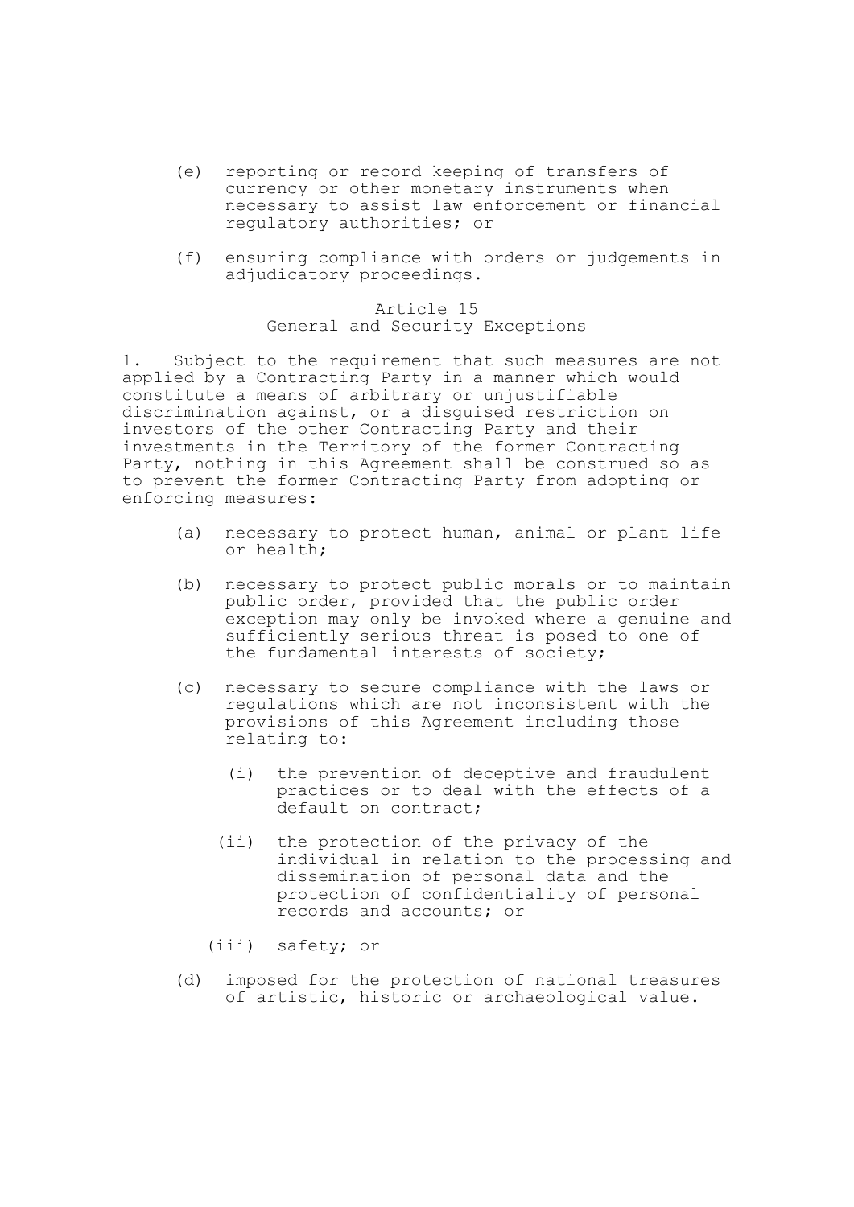(e) reporting or record keeping of transfers of currency or other monetary instruments when necessary to assist law enforcement or financial regulatory authorities; or

(f) ensuring compliance with orders or judgements in adjudicatory proceedings.

## Article 15
## General and Security Exceptions

1. Subject to the requirement that such measures are not applied by a Contracting Party in a manner which would constitute a means of arbitrary or unjustifiable discrimination against, or a disguised restriction on investors of the other Contracting Party and their investments in the Territory of the former Contracting Party, nothing in this Agreement shall be construed so as to prevent the former Contracting Party from adopting or enforcing measures:

(a) necessary to protect human, animal or plant life or health;

(b) necessary to protect public morals or to maintain public order, provided that the public order exception may only be invoked where a genuine and sufficiently serious threat is posed to one of the fundamental interests of society;

(c) necessary to secure compliance with the laws or regulations which are not inconsistent with the provisions of this Agreement including those relating to:

(i) the prevention of deceptive and fraudulent practices or to deal with the effects of a default on contract;

(ii) the protection of the privacy of the individual in relation to the processing and dissemination of personal data and the protection of confidentiality of personal records and accounts; or

(iii) safety; or

(d) imposed for the protection of national treasures of artistic, historic or archaeological value.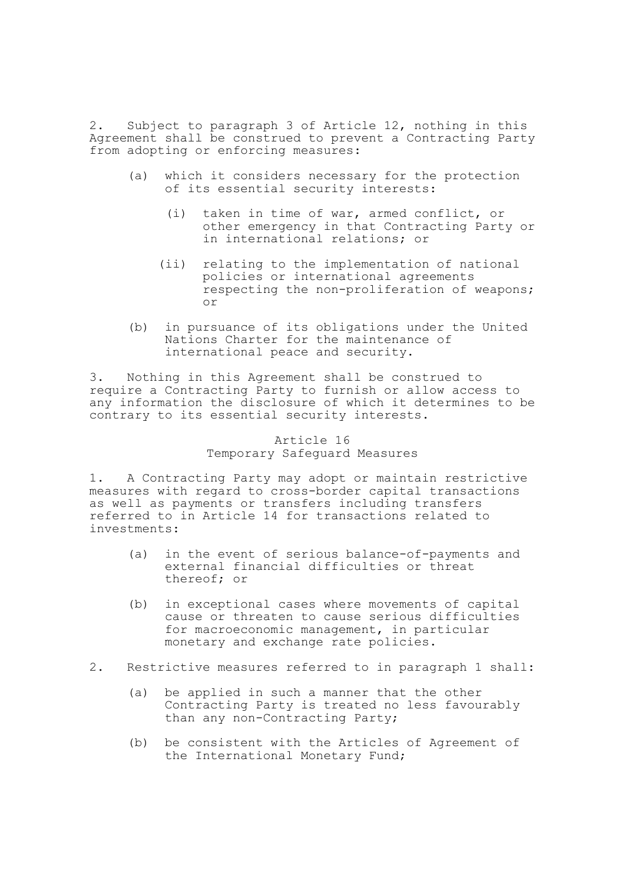2. Subject to paragraph 3 of Article 12, nothing in this Agreement shall be construed to prevent a Contracting Party from adopting or enforcing measures:

(a) which it considers necessary for the protection of its essential security interests:

(i) taken in time of war, armed conflict, or other emergency in that Contracting Party or in international relations; or

(ii) relating to the implementation of national policies or international agreements respecting the non-proliferation of weapons; or

(b) in pursuance of its obligations under the United Nations Charter for the maintenance of international peace and security.

3. Nothing in this Agreement shall be construed to require a Contracting Party to furnish or allow access to any information the disclosure of which it determines to be contrary to its essential security interests.

## Article 16
## Temporary Safeguard Measures

1. A Contracting Party may adopt or maintain restrictive measures with regard to cross-border capital transactions as well as payments or transfers including transfers referred to in Article 14 for transactions related to investments:

(a) in the event of serious balance-of-payments and external financial difficulties or threat thereof; or

(b) in exceptional cases where movements of capital cause or threaten to cause serious difficulties for macroeconomic management, in particular monetary and exchange rate policies.

2. Restrictive measures referred to in paragraph 1 shall:

(a) be applied in such a manner that the other Contracting Party is treated no less favourably than any non-Contracting Party;

(b) be consistent with the Articles of Agreement of the International Monetary Fund;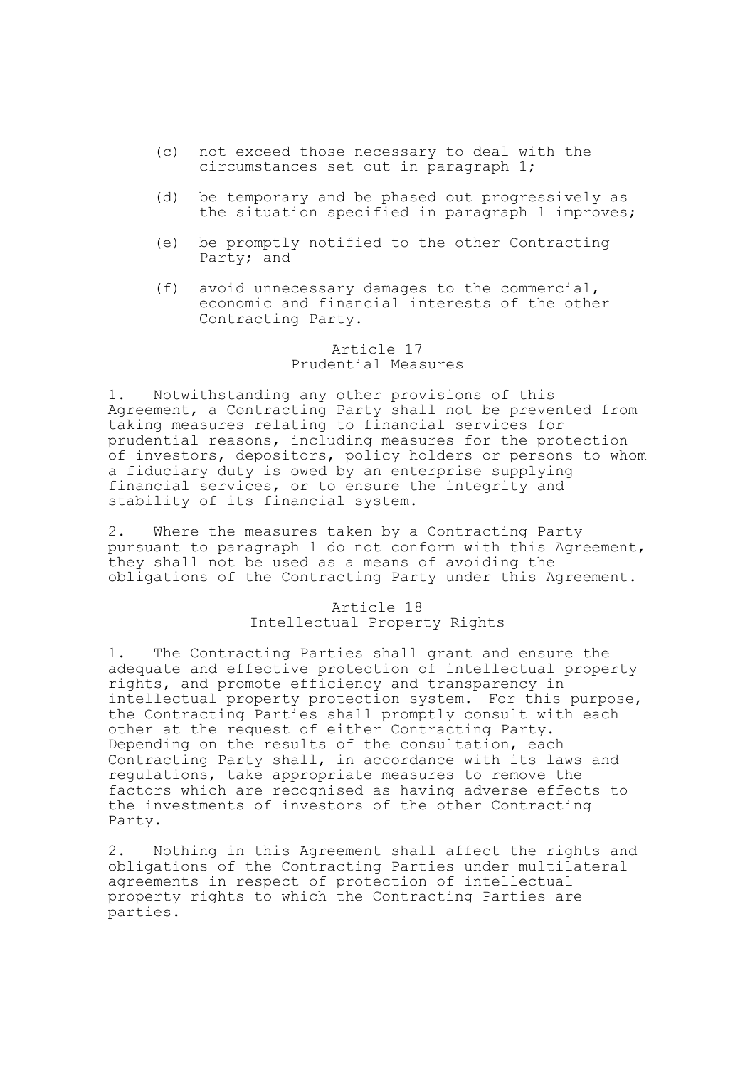(c) not exceed those necessary to deal with the circumstances set out in paragraph 1;

(d) be temporary and be phased out progressively as the situation specified in paragraph 1 improves;

(e) be promptly notified to the other Contracting Party; and

(f) avoid unnecessary damages to the commercial, economic and financial interests of the other Contracting Party.

### Article 17
### Prudential Measures

1. Notwithstanding any other provisions of this Agreement, a Contracting Party shall not be prevented from taking measures relating to financial services for prudential reasons, including measures for the protection of investors, depositors, policy holders or persons to whom a fiduciary duty is owed by an enterprise supplying financial services, or to ensure the integrity and stability of its financial system.

2. Where the measures taken by a Contracting Party pursuant to paragraph 1 do not conform with this Agreement, they shall not be used as a means of avoiding the obligations of the Contracting Party under this Agreement.

### Article 18
### Intellectual Property Rights

1. The Contracting Parties shall grant and ensure the adequate and effective protection of intellectual property rights, and promote efficiency and transparency in intellectual property protection system. For this purpose, the Contracting Parties shall promptly consult with each other at the request of either Contracting Party. Depending on the results of the consultation, each Contracting Party shall, in accordance with its laws and regulations, take appropriate measures to remove the factors which are recognised as having adverse effects to the investments of investors of the other Contracting Party.

2. Nothing in this Agreement shall affect the rights and obligations of the Contracting Parties under multilateral agreements in respect of protection of intellectual property rights to which the Contracting Parties are parties.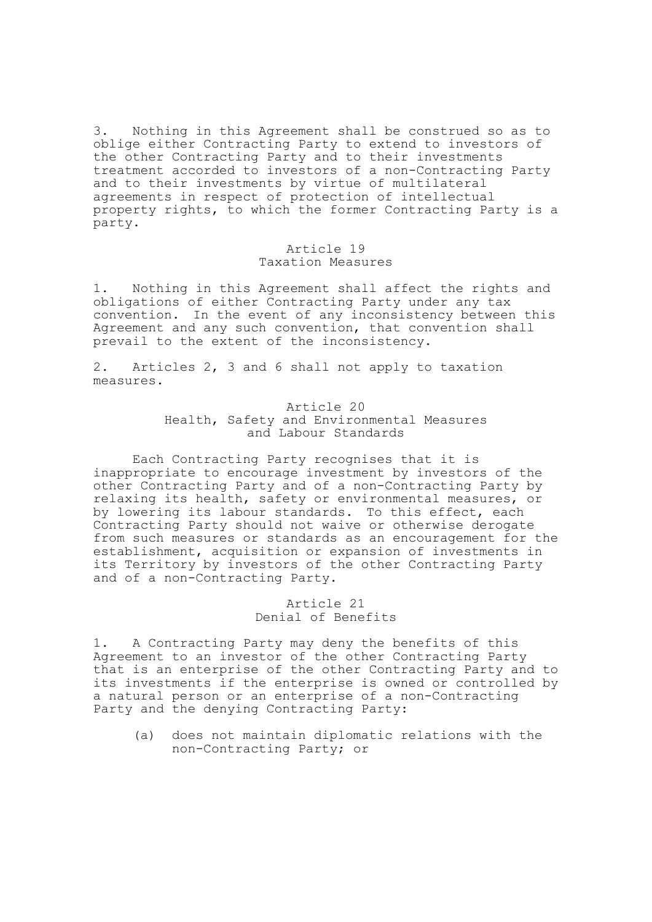3. Nothing in this Agreement shall be construed so as to oblige either Contracting Party to extend to investors of the other Contracting Party and to their investments treatment accorded to investors of a non-Contracting Party and to their investments by virtue of multilateral agreements in respect of protection of intellectual property rights, to which the former Contracting Party is a party.

## Article 19
## Taxation Measures

1. Nothing in this Agreement shall affect the rights and obligations of either Contracting Party under any tax convention. In the event of any inconsistency between this Agreement and any such convention, that convention shall prevail to the extent of the inconsistency.

2. Articles 2, 3 and 6 shall not apply to taxation measures.

## Article 20
## Health, Safety and Environmental Measures and Labour Standards

Each Contracting Party recognises that it is inappropriate to encourage investment by investors of the other Contracting Party and of a non-Contracting Party by relaxing its health, safety or environmental measures, or by lowering its labour standards. To this effect, each Contracting Party should not waive or otherwise derogate from such measures or standards as an encouragement for the establishment, acquisition or expansion of investments in its Territory by investors of the other Contracting Party and of a non-Contracting Party.

## Article 21
## Denial of Benefits

1. A Contracting Party may deny the benefits of this Agreement to an investor of the other Contracting Party that is an enterprise of the other Contracting Party and to its investments if the enterprise is owned or controlled by a natural person or an enterprise of a non-Contracting Party and the denying Contracting Party:

(a) does not maintain diplomatic relations with the non-Contracting Party; or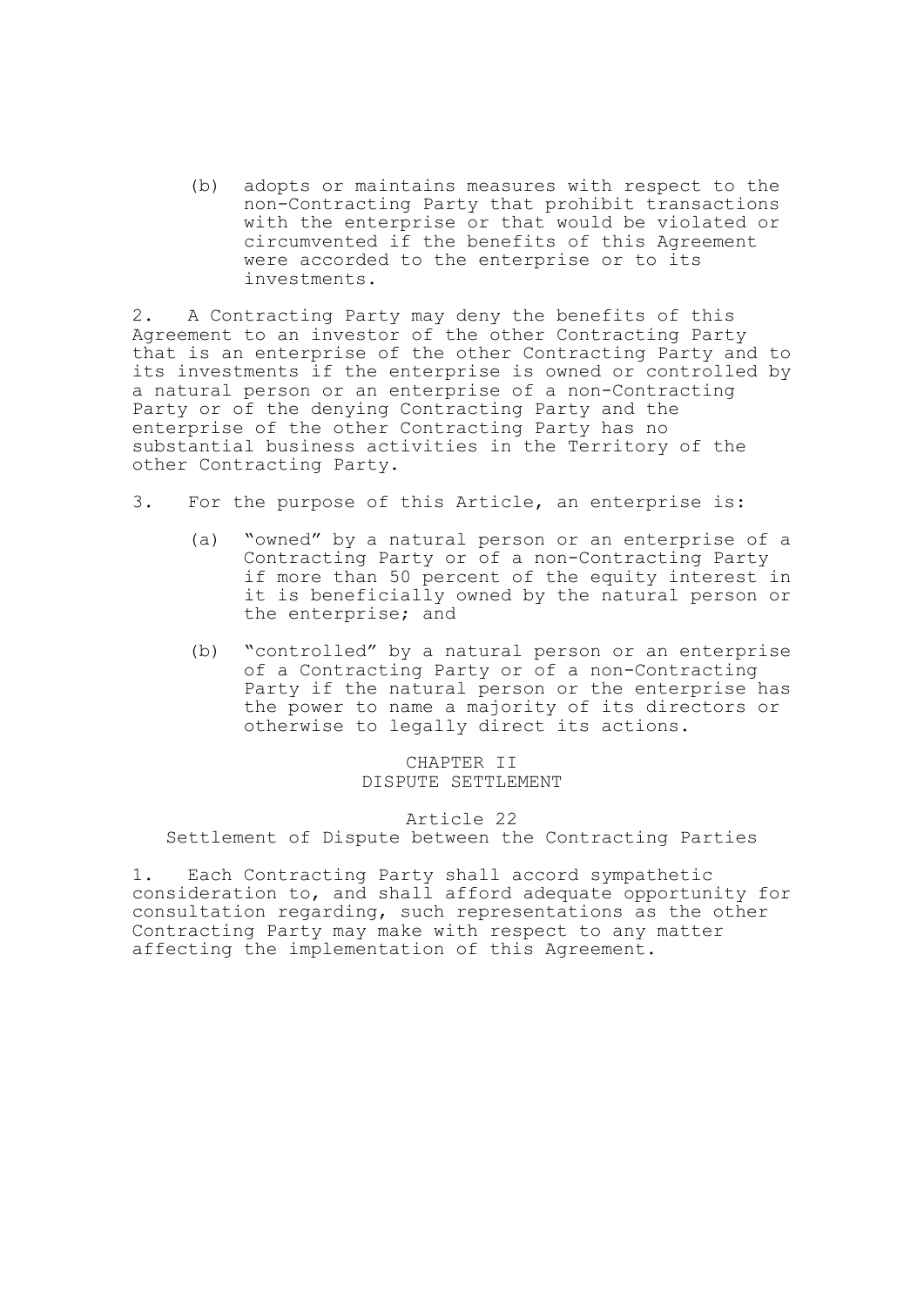(b) adopts or maintains measures with respect to the non-Contracting Party that prohibit transactions with the enterprise or that would be violated or circumvented if the benefits of this Agreement were accorded to the enterprise or to its investments.

2. A Contracting Party may deny the benefits of this Agreement to an investor of the other Contracting Party that is an enterprise of the other Contracting Party and to its investments if the enterprise is owned or controlled by a natural person or an enterprise of a non-Contracting Party or of the denying Contracting Party and the enterprise of the other Contracting Party has no substantial business activities in the Territory of the other Contracting Party.

3. For the purpose of this Article, an enterprise is:

(a) "owned" by a natural person or an enterprise of a Contracting Party or of a non-Contracting Party if more than 50 percent of the equity interest in it is beneficially owned by the natural person or the enterprise; and

(b) "controlled" by a natural person or an enterprise of a Contracting Party or of a non-Contracting Party if the natural person or the enterprise has the power to name a majority of its directors or otherwise to legally direct its actions.

## CHAPTER II
## DISPUTE SETTLEMENT

### Article 22
### Settlement of Dispute between the Contracting Parties

1. Each Contracting Party shall accord sympathetic consideration to, and shall afford adequate opportunity for consultation regarding, such representations as the other Contracting Party may make with respect to any matter affecting the implementation of this Agreement.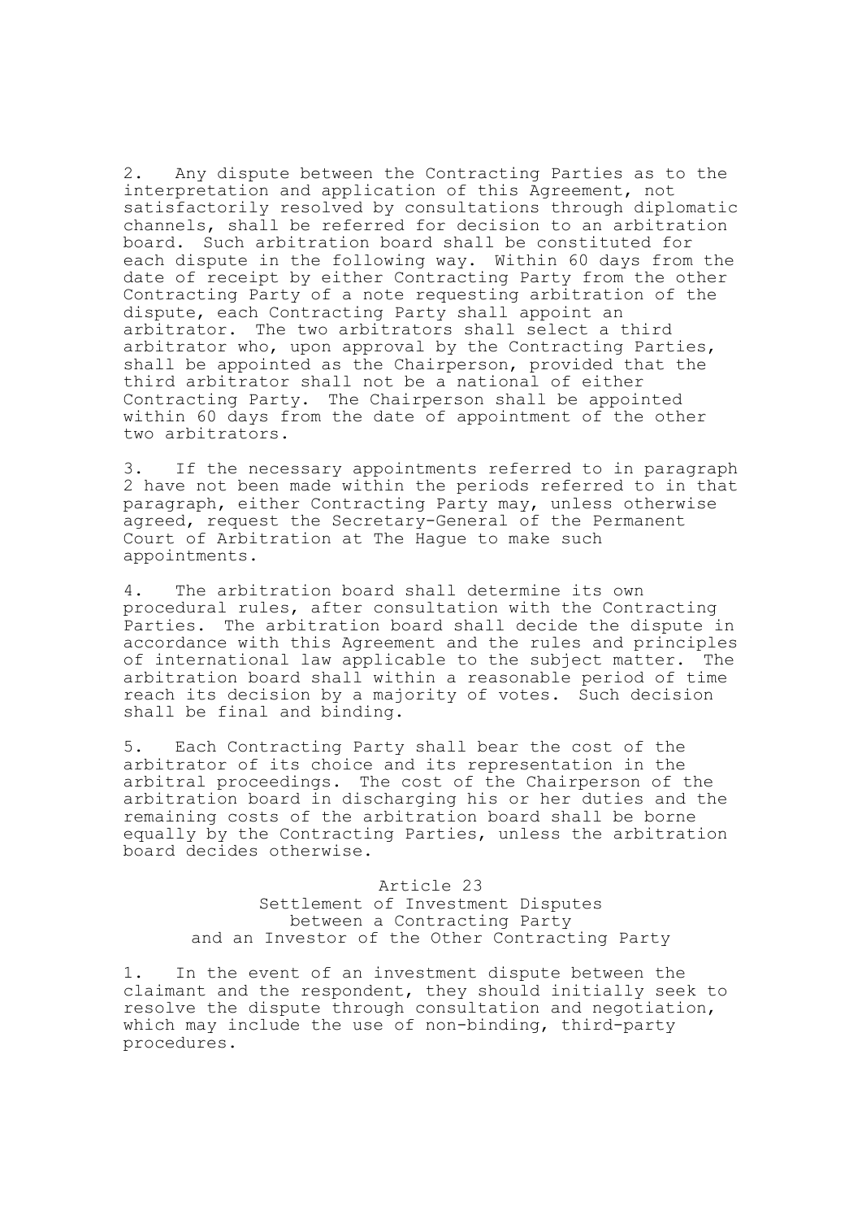2. Any dispute between the Contracting Parties as to the interpretation and application of this Agreement, not satisfactorily resolved by consultations through diplomatic channels, shall be referred for decision to an arbitration board. Such arbitration board shall be constituted for each dispute in the following way. Within 60 days from the date of receipt by either Contracting Party from the other Contracting Party of a note requesting arbitration of the dispute, each Contracting Party shall appoint an arbitrator. The two arbitrators shall select a third arbitrator who, upon approval by the Contracting Parties, shall be appointed as the Chairperson, provided that the third arbitrator shall not be a national of either Contracting Party. The Chairperson shall be appointed within 60 days from the date of appointment of the other two arbitrators.

3. If the necessary appointments referred to in paragraph 2 have not been made within the periods referred to in that paragraph, either Contracting Party may, unless otherwise agreed, request the Secretary-General of the Permanent Court of Arbitration at The Hague to make such appointments.

4. The arbitration board shall determine its own procedural rules, after consultation with the Contracting Parties. The arbitration board shall decide the dispute in accordance with this Agreement and the rules and principles of international law applicable to the subject matter. The arbitration board shall within a reasonable period of time reach its decision by a majority of votes. Such decision shall be final and binding.

5. Each Contracting Party shall bear the cost of the arbitrator of its choice and its representation in the arbitral proceedings. The cost of the Chairperson of the arbitration board in discharging his or her duties and the remaining costs of the arbitration board shall be borne equally by the Contracting Parties, unless the arbitration board decides otherwise.

## Article 23
## Settlement of Investment Disputes between a Contracting Party and an Investor of the Other Contracting Party

1. In the event of an investment dispute between the claimant and the respondent, they should initially seek to resolve the dispute through consultation and negotiation, which may include the use of non-binding, third-party procedures.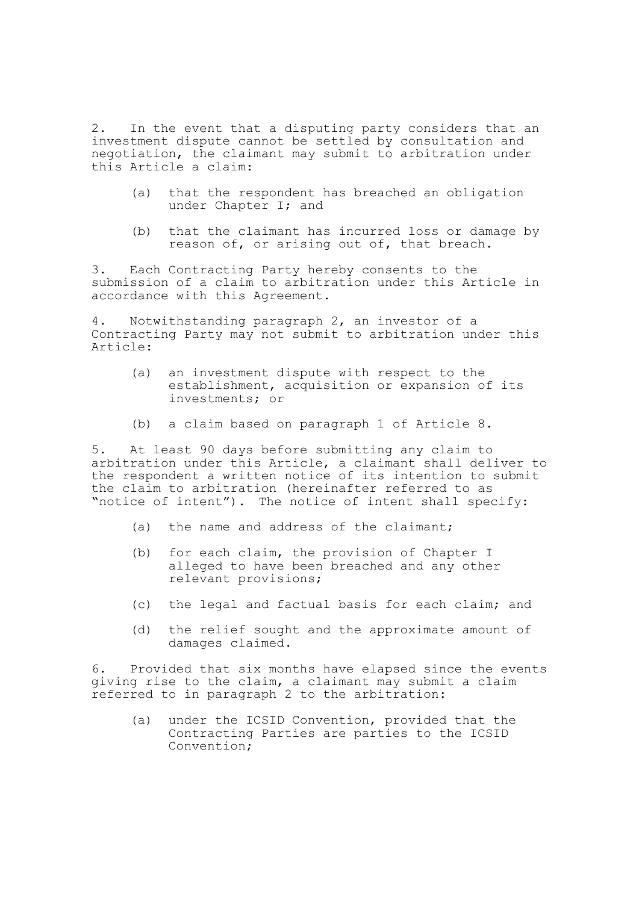2. In the event that a disputing party considers that an investment dispute cannot be settled by consultation and negotiation, the claimant may submit to arbitration under this Article a claim:

   (a) that the respondent has breached an obligation under Chapter I; and

   (b) that the claimant has incurred loss or damage by reason of, or arising out of, that breach.

3. Each Contracting Party hereby consents to the submission of a claim to arbitration under this Article in accordance with this Agreement.

4. Notwithstanding paragraph 2, an investor of a Contracting Party may not submit to arbitration under this Article:

   (a) an investment dispute with respect to the establishment, acquisition or expansion of its investments; or

   (b) a claim based on paragraph 1 of Article 8.

5. At least 90 days before submitting any claim to arbitration under this Article, a claimant shall deliver to the respondent a written notice of its intention to submit the claim to arbitration (hereinafter referred to as "notice of intent"). The notice of intent shall specify:

   (a) the name and address of the claimant;

   (b) for each claim, the provision of Chapter I alleged to have been breached and any other relevant provisions;

   (c) the legal and factual basis for each claim; and

   (d) the relief sought and the approximate amount of damages claimed.

6. Provided that six months have elapsed since the events giving rise to the claim, a claimant may submit a claim referred to in paragraph 2 to the arbitration:

   (a) under the ICSID Convention, provided that the Contracting Parties are parties to the ICSID Convention;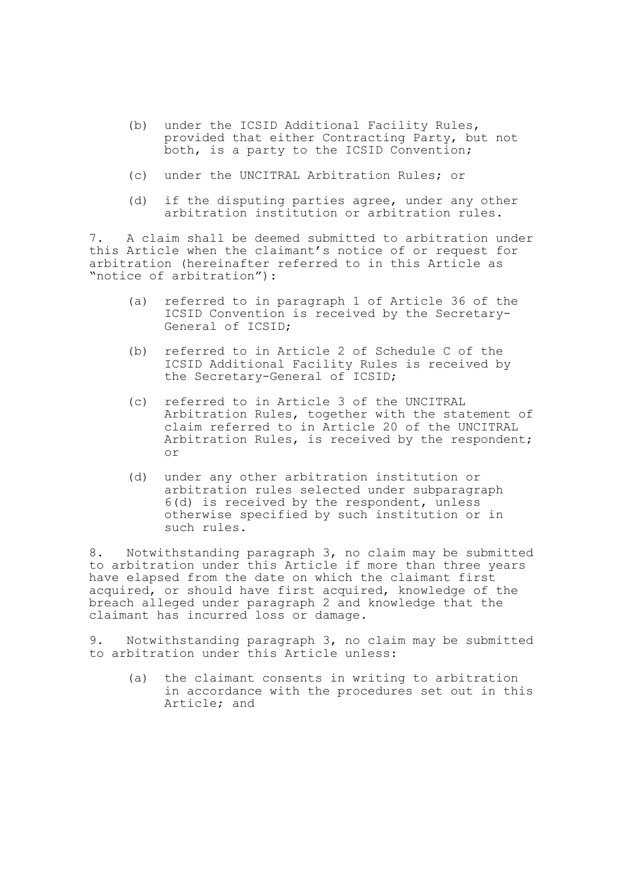(b) under the ICSID Additional Facility Rules, provided that either Contracting Party, but not both, is a party to the ICSID Convention;

(c) under the UNCITRAL Arbitration Rules; or

(d) if the disputing parties agree, under any other arbitration institution or arbitration rules.

7. A claim shall be deemed submitted to arbitration under this Article when the claimant's notice of or request for arbitration (hereinafter referred to in this Article as "notice of arbitration"):

(a) referred to in paragraph 1 of Article 36 of the ICSID Convention is received by the Secretary-General of ICSID;

(b) referred to in Article 2 of Schedule C of the ICSID Additional Facility Rules is received by the Secretary-General of ICSID;

(c) referred to in Article 3 of the UNCITRAL Arbitration Rules, together with the statement of claim referred to in Article 20 of the UNCITRAL Arbitration Rules, is received by the respondent; or

(d) under any other arbitration institution or arbitration rules selected under subparagraph 6(d) is received by the respondent, unless otherwise specified by such institution or in such rules.

8. Notwithstanding paragraph 3, no claim may be submitted to arbitration under this Article if more than three years have elapsed from the date on which the claimant first acquired, or should have first acquired, knowledge of the breach alleged under paragraph 2 and knowledge that the claimant has incurred loss or damage.

9. Notwithstanding paragraph 3, no claim may be submitted to arbitration under this Article unless:

(a) the claimant consents in writing to arbitration in accordance with the procedures set out in this Article; and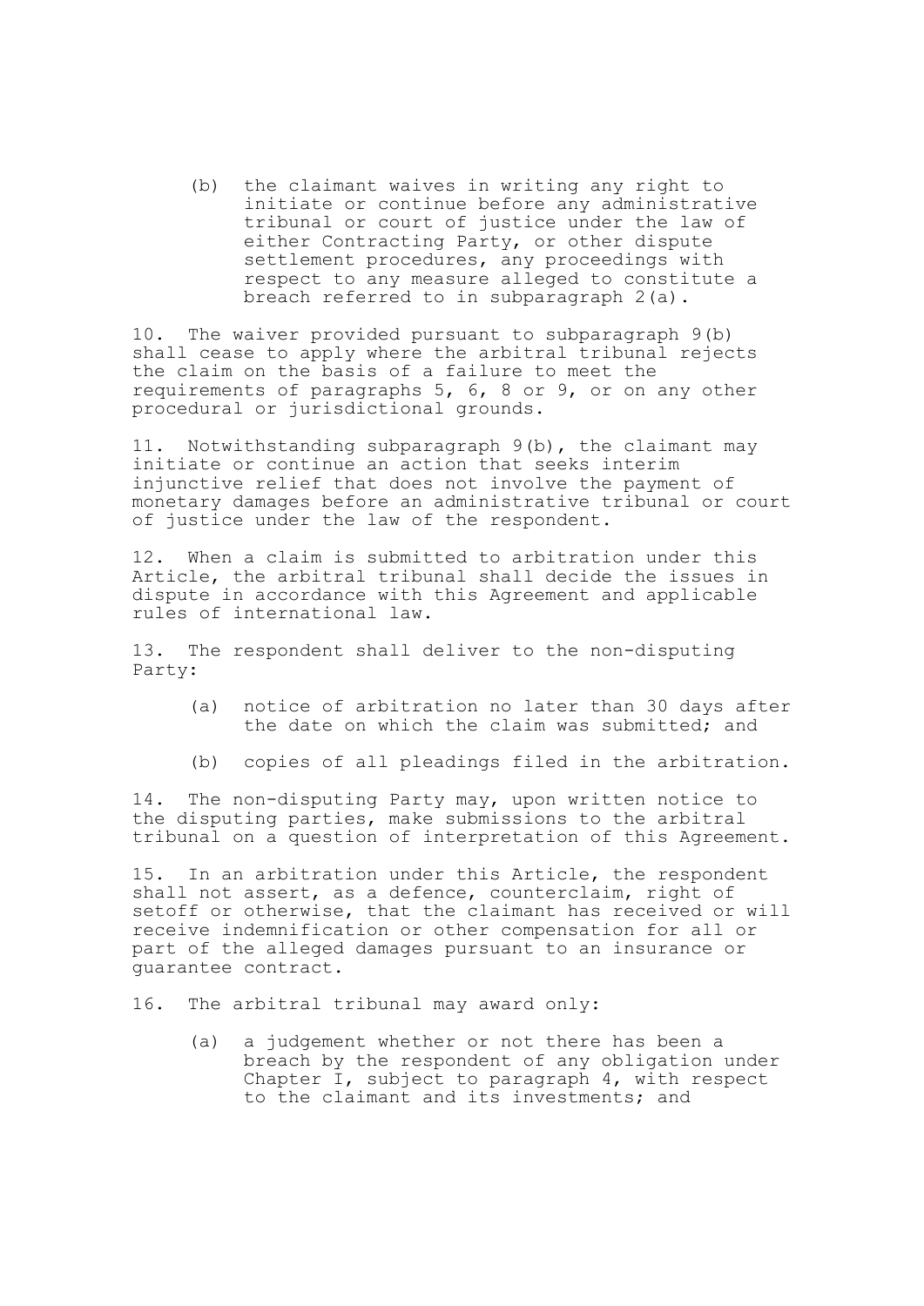(b) the claimant waives in writing any right to initiate or continue before any administrative tribunal or court of justice under the law of either Contracting Party, or other dispute settlement procedures, any proceedings with respect to any measure alleged to constitute a breach referred to in subparagraph 2(a).

10. The waiver provided pursuant to subparagraph 9(b) shall cease to apply where the arbitral tribunal rejects the claim on the basis of a failure to meet the requirements of paragraphs 5, 6, 8 or 9, or on any other procedural or jurisdictional grounds.

11. Notwithstanding subparagraph 9(b), the claimant may initiate or continue an action that seeks interim injunctive relief that does not involve the payment of monetary damages before an administrative tribunal or court of justice under the law of the respondent.

12. When a claim is submitted to arbitration under this Article, the arbitral tribunal shall decide the issues in dispute in accordance with this Agreement and applicable rules of international law.

13. The respondent shall deliver to the non-disputing Party:

(a) notice of arbitration no later than 30 days after the date on which the claim was submitted; and

(b) copies of all pleadings filed in the arbitration.

14. The non-disputing Party may, upon written notice to the disputing parties, make submissions to the arbitral tribunal on a question of interpretation of this Agreement.

15. In an arbitration under this Article, the respondent shall not assert, as a defence, counterclaim, right of setoff or otherwise, that the claimant has received or will receive indemnification or other compensation for all or part of the alleged damages pursuant to an insurance or guarantee contract.

16. The arbitral tribunal may award only:

(a) a judgement whether or not there has been a breach by the respondent of any obligation under Chapter I, subject to paragraph 4, with respect to the claimant and its investments; and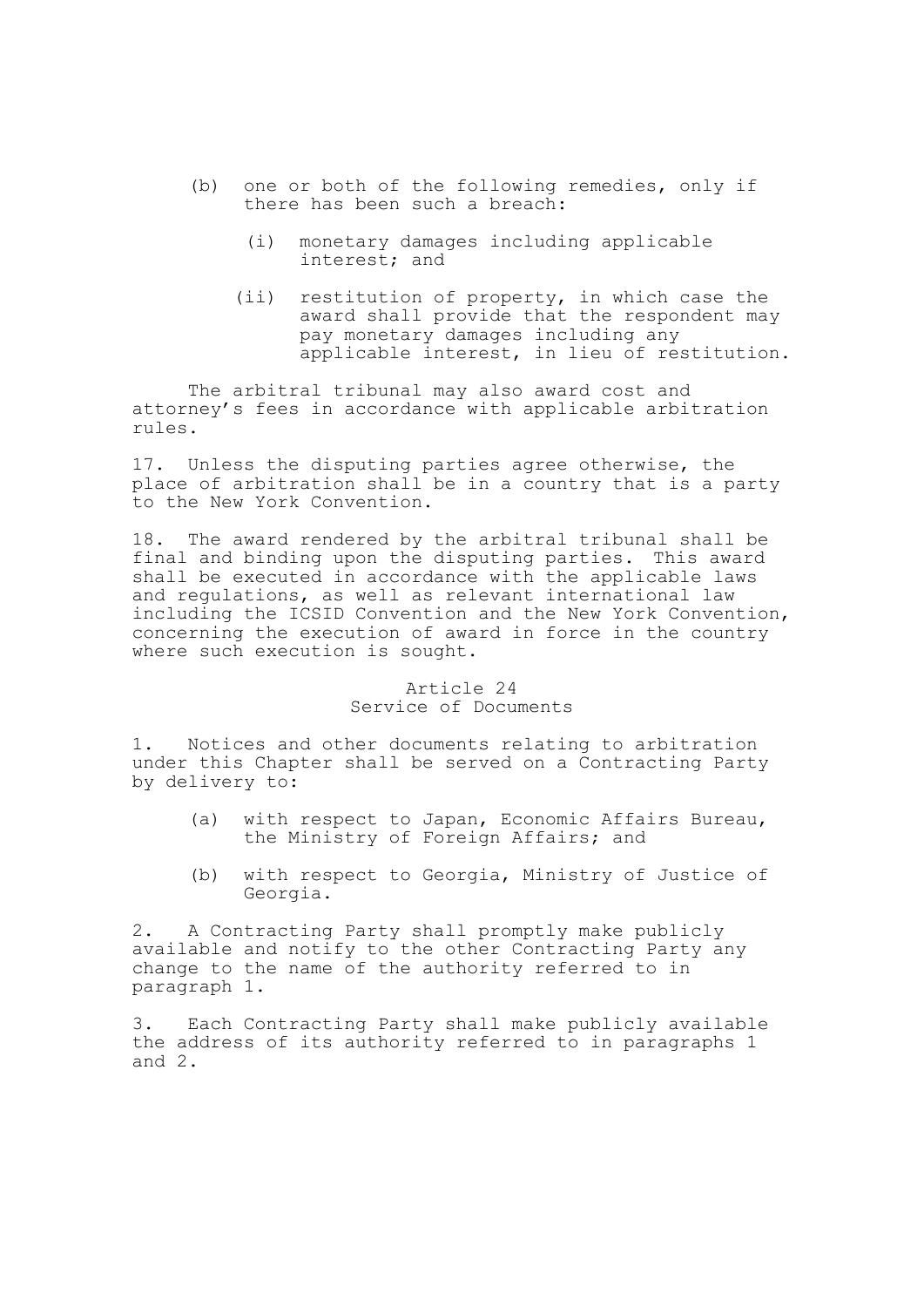(b) one or both of the following remedies, only if there has been such a breach:

  (i) monetary damages including applicable interest; and

  (ii) restitution of property, in which case the award shall provide that the respondent may pay monetary damages including any applicable interest, in lieu of restitution.

The arbitral tribunal may also award cost and attorney's fees in accordance with applicable arbitration rules.

17. Unless the disputing parties agree otherwise, the place of arbitration shall be in a country that is a party to the New York Convention.

18. The award rendered by the arbitral tribunal shall be final and binding upon the disputing parties. This award shall be executed in accordance with the applicable laws and regulations, as well as relevant international law including the ICSID Convention and the New York Convention, concerning the execution of award in force in the country where such execution is sought.

## Article 24
## Service of Documents

1. Notices and other documents relating to arbitration under this Chapter shall be served on a Contracting Party by delivery to:

(a) with respect to Japan, Economic Affairs Bureau, the Ministry of Foreign Affairs; and

(b) with respect to Georgia, Ministry of Justice of Georgia.

2. A Contracting Party shall promptly make publicly available and notify to the other Contracting Party any change to the name of the authority referred to in paragraph 1.

3. Each Contracting Party shall make publicly available the address of its authority referred to in paragraphs 1 and 2.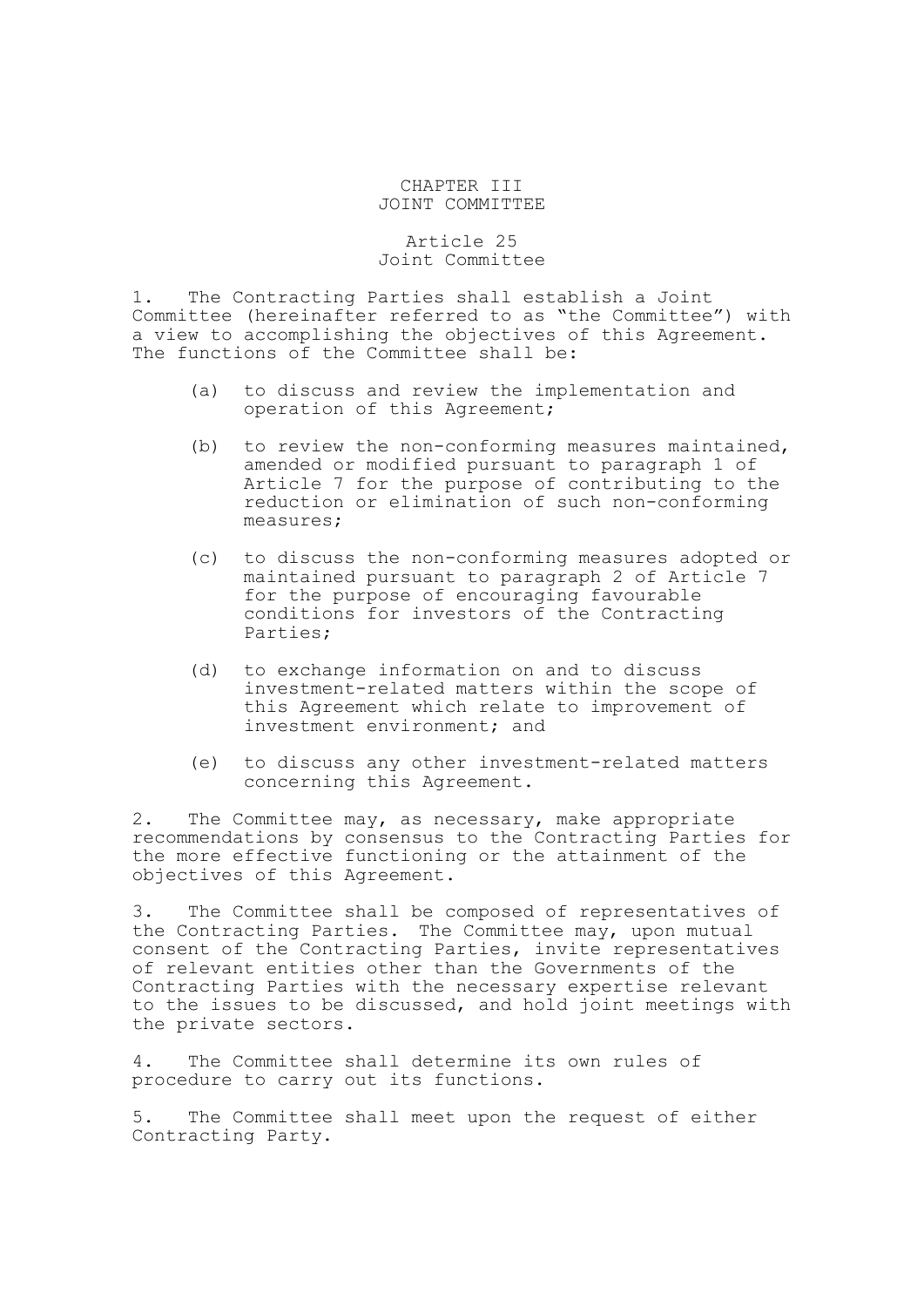# CHAPTER III
# JOINT COMMITTEE

## Article 25
## Joint Committee

1. The Contracting Parties shall establish a Joint Committee (hereinafter referred to as "the Committee") with a view to accomplishing the objectives of this Agreement. The functions of the Committee shall be:

(a) to discuss and review the implementation and operation of this Agreement;

(b) to review the non-conforming measures maintained, amended or modified pursuant to paragraph 1 of Article 7 for the purpose of contributing to the reduction or elimination of such non-conforming measures;

(c) to discuss the non-conforming measures adopted or maintained pursuant to paragraph 2 of Article 7 for the purpose of encouraging favourable conditions for investors of the Contracting Parties;

(d) to exchange information on and to discuss investment-related matters within the scope of this Agreement which relate to improvement of investment environment; and

(e) to discuss any other investment-related matters concerning this Agreement.

2. The Committee may, as necessary, make appropriate recommendations by consensus to the Contracting Parties for the more effective functioning or the attainment of the objectives of this Agreement.

3. The Committee shall be composed of representatives of the Contracting Parties. The Committee may, upon mutual consent of the Contracting Parties, invite representatives of relevant entities other than the Governments of the Contracting Parties with the necessary expertise relevant to the issues to be discussed, and hold joint meetings with the private sectors.

4. The Committee shall determine its own rules of procedure to carry out its functions.

5. The Committee shall meet upon the request of either Contracting Party.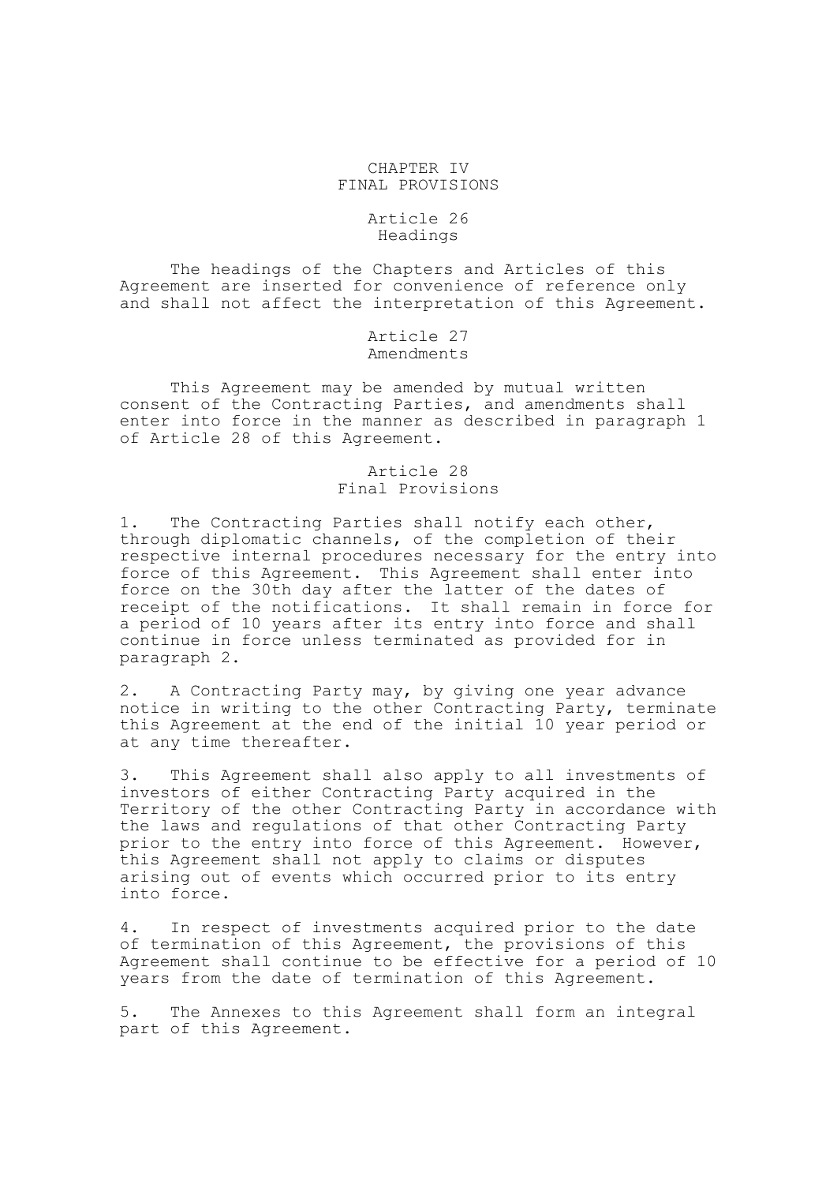## CHAPTER IV
## FINAL PROVISIONS

### Article 26
### Headings

The headings of the Chapters and Articles of this Agreement are inserted for convenience of reference only and shall not affect the interpretation of this Agreement.

### Article 27
### Amendments

This Agreement may be amended by mutual written consent of the Contracting Parties, and amendments shall enter into force in the manner as described in paragraph 1 of Article 28 of this Agreement.

### Article 28
### Final Provisions

1. The Contracting Parties shall notify each other, through diplomatic channels, of the completion of their respective internal procedures necessary for the entry into force of this Agreement. This Agreement shall enter into force on the 30th day after the latter of the dates of receipt of the notifications. It shall remain in force for a period of 10 years after its entry into force and shall continue in force unless terminated as provided for in paragraph 2.

2. A Contracting Party may, by giving one year advance notice in writing to the other Contracting Party, terminate this Agreement at the end of the initial 10 year period or at any time thereafter.

3. This Agreement shall also apply to all investments of investors of either Contracting Party acquired in the Territory of the other Contracting Party in accordance with the laws and regulations of that other Contracting Party prior to the entry into force of this Agreement. However, this Agreement shall not apply to claims or disputes arising out of events which occurred prior to its entry into force.

4. In respect of investments acquired prior to the date of termination of this Agreement, the provisions of this Agreement shall continue to be effective for a period of 10 years from the date of termination of this Agreement.

5. The Annexes to this Agreement shall form an integral part of this Agreement.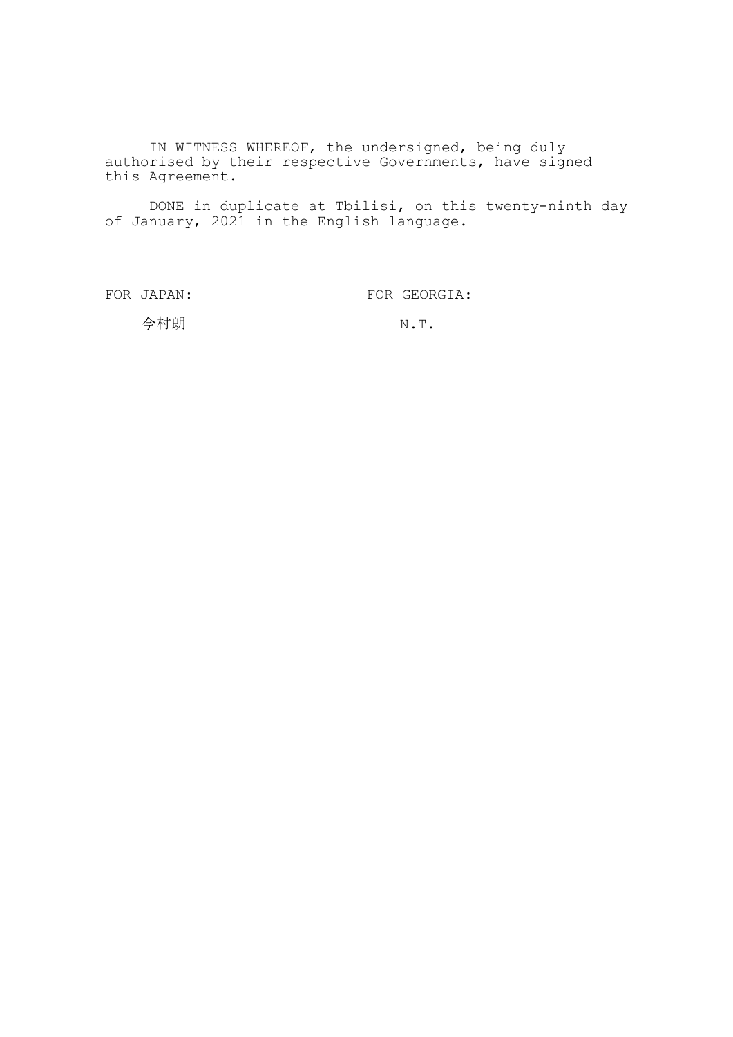IN WITNESS WHEREOF, the undersigned, being duly authorised by their respective Governments, have signed this Agreement.

DONE in duplicate at Tbilisi, on this twenty-ninth day of January, 2021 in the English language.

| | |
|---|---|
| FOR JAPAN: | FOR GEORGIA: |
| 今村朗 | N.T. |